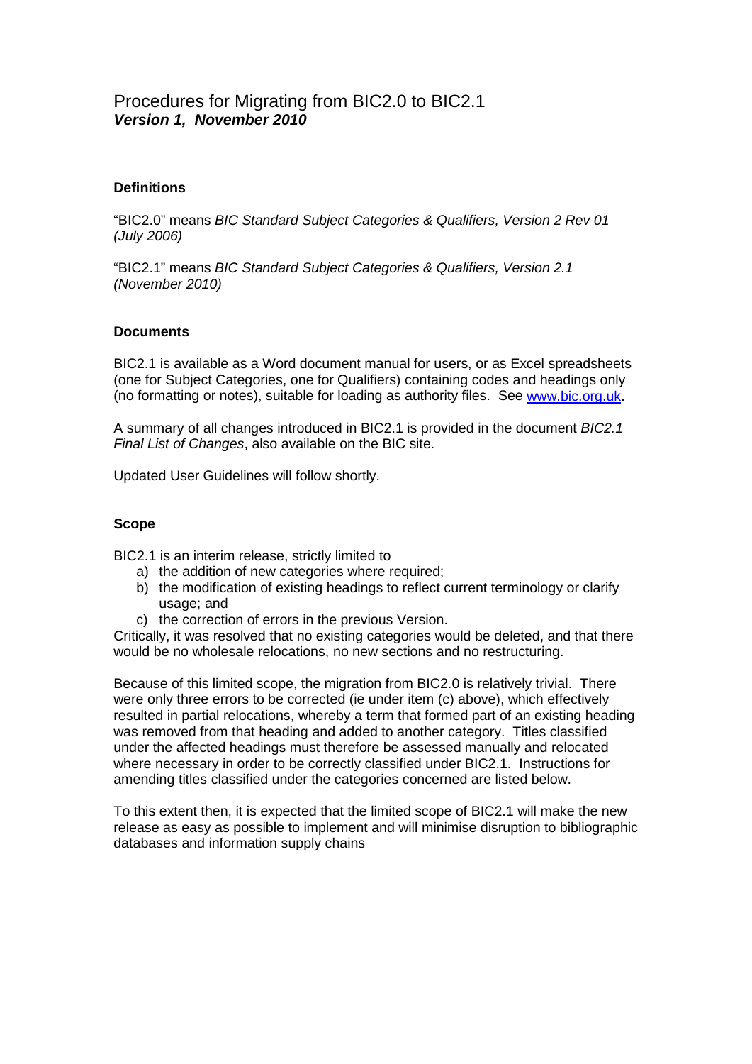# Procedures for Migrating from BIC2.0 to BIC2.1

***Version 1, November 2010***

---

### Definitions

"BIC2.0" means *BIC Standard Subject Categories & Qualifiers, Version 2 Rev 01 (July 2006)*

"BIC2.1" means *BIC Standard Subject Categories & Qualifiers, Version 2.1 (November 2010)*

### Documents

BIC2.1 is available as a Word document manual for users, or as Excel spreadsheets (one for Subject Categories, one for Qualifiers) containing codes and headings only (no formatting or notes), suitable for loading as authority files. See [www.bic.org.uk](http://www.bic.org.uk).

A summary of all changes introduced in BIC2.1 is provided in the document *BIC2.1 Final List of Changes*, also available on the BIC site.

Updated User Guidelines will follow shortly.

### Scope

BIC2.1 is an interim release, strictly limited to

a) the addition of new categories where required;
b) the modification of existing headings to reflect current terminology or clarify usage; and
c) the correction of errors in the previous Version.

Critically, it was resolved that no existing categories would be deleted, and that there would be no wholesale relocations, no new sections and no restructuring.

Because of this limited scope, the migration from BIC2.0 is relatively trivial. There were only three errors to be corrected (ie under item (c) above), which effectively resulted in partial relocations, whereby a term that formed part of an existing heading was removed from that heading and added to another category. Titles classified under the affected headings must therefore be assessed manually and relocated where necessary in order to be correctly classified under BIC2.1. Instructions for amending titles classified under the categories concerned are listed below.

To this extent then, it is expected that the limited scope of BIC2.1 will make the new release as easy as possible to implement and will minimise disruption to bibliographic databases and information supply chains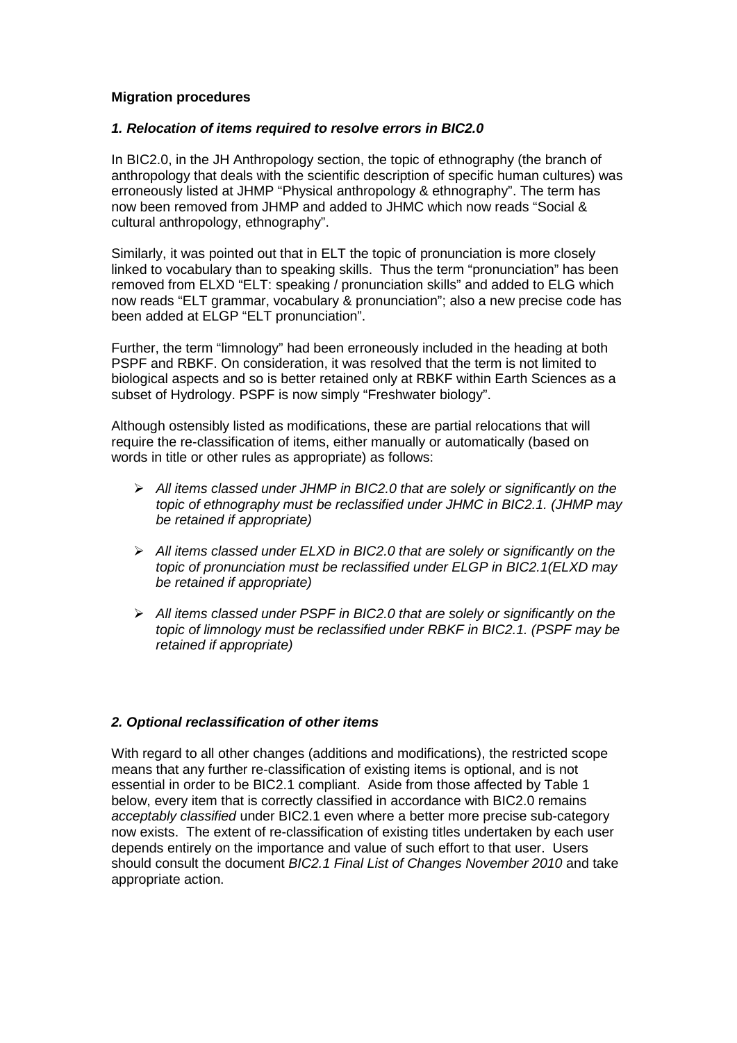**Migration procedures**

***1. Relocation of items required to resolve errors in BIC2.0***

In BIC2.0, in the JH Anthropology section, the topic of ethnography (the branch of anthropology that deals with the scientific description of specific human cultures) was erroneously listed at JHMP "Physical anthropology & ethnography". The term has now been removed from JHMP and added to JHMC which now reads "Social & cultural anthropology, ethnography".

Similarly, it was pointed out that in ELT the topic of pronunciation is more closely linked to vocabulary than to speaking skills. Thus the term "pronunciation" has been removed from ELXD "ELT: speaking / pronunciation skills" and added to ELG which now reads "ELT grammar, vocabulary & pronunciation"; also a new precise code has been added at ELGP "ELT pronunciation".

Further, the term "limnology" had been erroneously included in the heading at both PSPF and RBKF. On consideration, it was resolved that the term is not limited to biological aspects and so is better retained only at RBKF within Earth Sciences as a subset of Hydrology. PSPF is now simply "Freshwater biology".

Although ostensibly listed as modifications, these are partial relocations that will require the re-classification of items, either manually or automatically (based on words in title or other rules as appropriate) as follows:

- *All items classed under JHMP in BIC2.0 that are solely or significantly on the topic of ethnography must be reclassified under JHMC in BIC2.1. (JHMP may be retained if appropriate)*
- *All items classed under ELXD in BIC2.0 that are solely or significantly on the topic of pronunciation must be reclassified under ELGP in BIC2.1(ELXD may be retained if appropriate)*
- *All items classed under PSPF in BIC2.0 that are solely or significantly on the topic of limnology must be reclassified under RBKF in BIC2.1. (PSPF may be retained if appropriate)*

***2. Optional reclassification of other items***

With regard to all other changes (additions and modifications), the restricted scope means that any further re-classification of existing items is optional, and is not essential in order to be BIC2.1 compliant. Aside from those affected by Table 1 below, every item that is correctly classified in accordance with BIC2.0 remains *acceptably classified* under BIC2.1 even where a better more precise sub-category now exists. The extent of re-classification of existing titles undertaken by each user depends entirely on the importance and value of such effort to that user. Users should consult the document *BIC2.1 Final List of Changes November 2010* and take appropriate action.